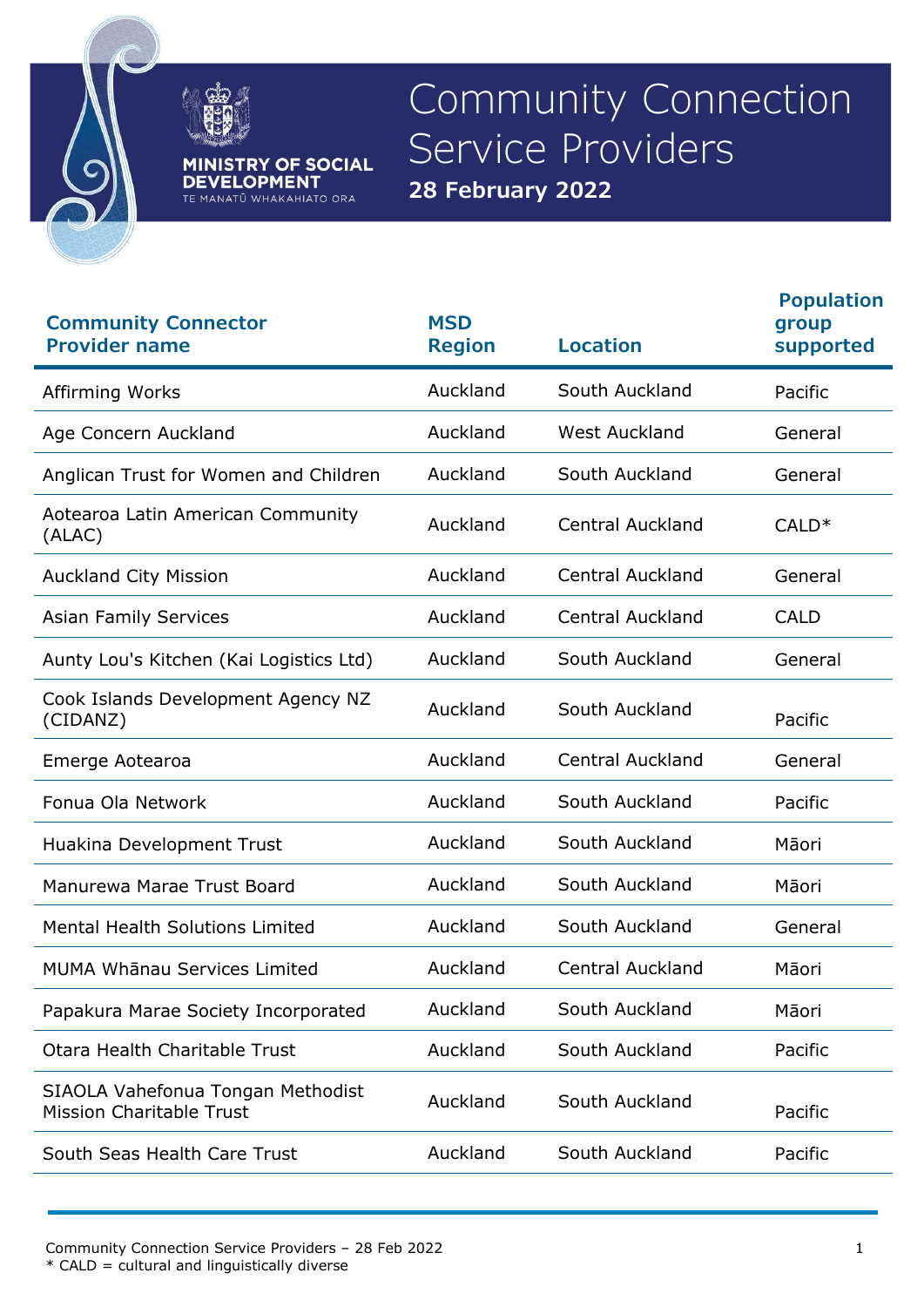MINISTRY OF SOCIAL DEVELOPMENT
TE MANATŪ WHAKAHIATO ORA

# Community Connection Service Providers

**28 February 2022**

| Community Connector Provider name | MSD Region | Location | Population group supported |
|---|---|---|---|
| Affirming Works | Auckland | South Auckland | Pacific |
| Age Concern Auckland | Auckland | West Auckland | General |
| Anglican Trust for Women and Children | Auckland | South Auckland | General |
| Aotearoa Latin American Community (ALAC) | Auckland | Central Auckland | CALD* |
| Auckland City Mission | Auckland | Central Auckland | General |
| Asian Family Services | Auckland | Central Auckland | CALD |
| Aunty Lou's Kitchen (Kai Logistics Ltd) | Auckland | South Auckland | General |
| Cook Islands Development Agency NZ (CIDANZ) | Auckland | South Auckland | Pacific |
| Emerge Aotearoa | Auckland | Central Auckland | General |
| Fonua Ola Network | Auckland | South Auckland | Pacific |
| Huakina Development Trust | Auckland | South Auckland | Māori |
| Manurewa Marae Trust Board | Auckland | South Auckland | Māori |
| Mental Health Solutions Limited | Auckland | South Auckland | General |
| MUMA Whānau Services Limited | Auckland | Central Auckland | Māori |
| Papakura Marae Society Incorporated | Auckland | South Auckland | Māori |
| Otara Health Charitable Trust | Auckland | South Auckland | Pacific |
| SIAOLA Vahefonua Tongan Methodist Mission Charitable Trust | Auckland | South Auckland | Pacific |
| South Seas Health Care Trust | Auckland | South Auckland | Pacific |

\* CALD = cultural and linguistically diverse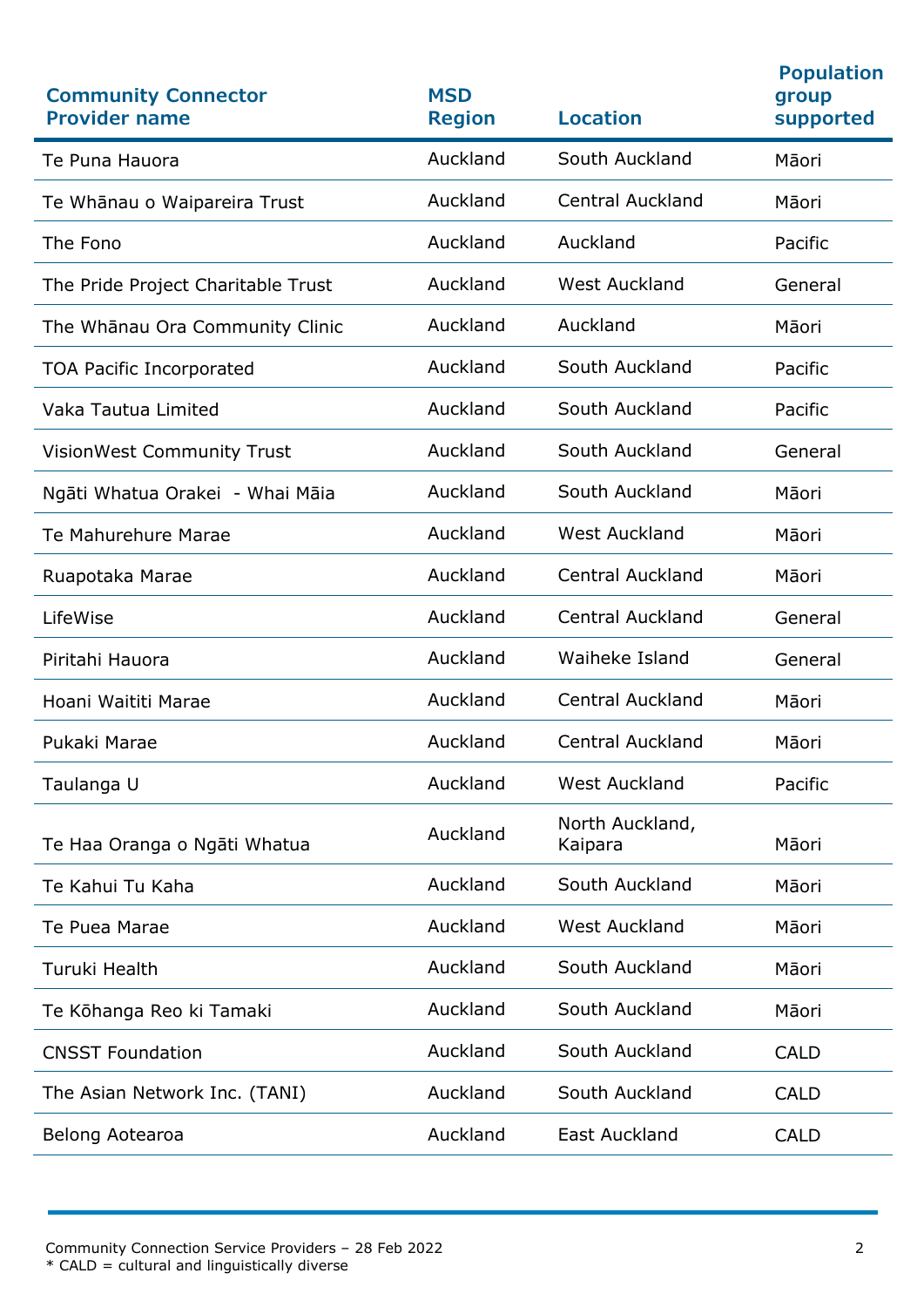| Community Connector Provider name | MSD Region | Location | Population group supported |
|---|---|---|---|
| Te Puna Hauora | Auckland | South Auckland | Māori |
| Te Whānau o Waipareira Trust | Auckland | Central Auckland | Māori |
| The Fono | Auckland | Auckland | Pacific |
| The Pride Project Charitable Trust | Auckland | West Auckland | General |
| The Whānau Ora Community Clinic | Auckland | Auckland | Māori |
| TOA Pacific Incorporated | Auckland | South Auckland | Pacific |
| Vaka Tautua Limited | Auckland | South Auckland | Pacific |
| VisionWest Community Trust | Auckland | South Auckland | General |
| Ngāti Whatua Orakei - Whai Māia | Auckland | South Auckland | Māori |
| Te Mahurehure Marae | Auckland | West Auckland | Māori |
| Ruapotaka Marae | Auckland | Central Auckland | Māori |
| LifeWise | Auckland | Central Auckland | General |
| Piritahi Hauora | Auckland | Waiheke Island | General |
| Hoani Waititi Marae | Auckland | Central Auckland | Māori |
| Pukaki Marae | Auckland | Central Auckland | Māori |
| Taulanga U | Auckland | West Auckland | Pacific |
| Te Haa Oranga o Ngāti Whatua | Auckland | North Auckland, Kaipara | Māori |
| Te Kahui Tu Kaha | Auckland | South Auckland | Māori |
| Te Puea Marae | Auckland | West Auckland | Māori |
| Turuki Health | Auckland | South Auckland | Māori |
| Te Kōhanga Reo ki Tamaki | Auckland | South Auckland | Māori |
| CNSST Foundation | Auckland | South Auckland | CALD |
| The Asian Network Inc. (TANI) | Auckland | South Auckland | CALD |
| Belong Aotearoa | Auckland | East Auckland | CALD |

* CALD = cultural and linguistically diverse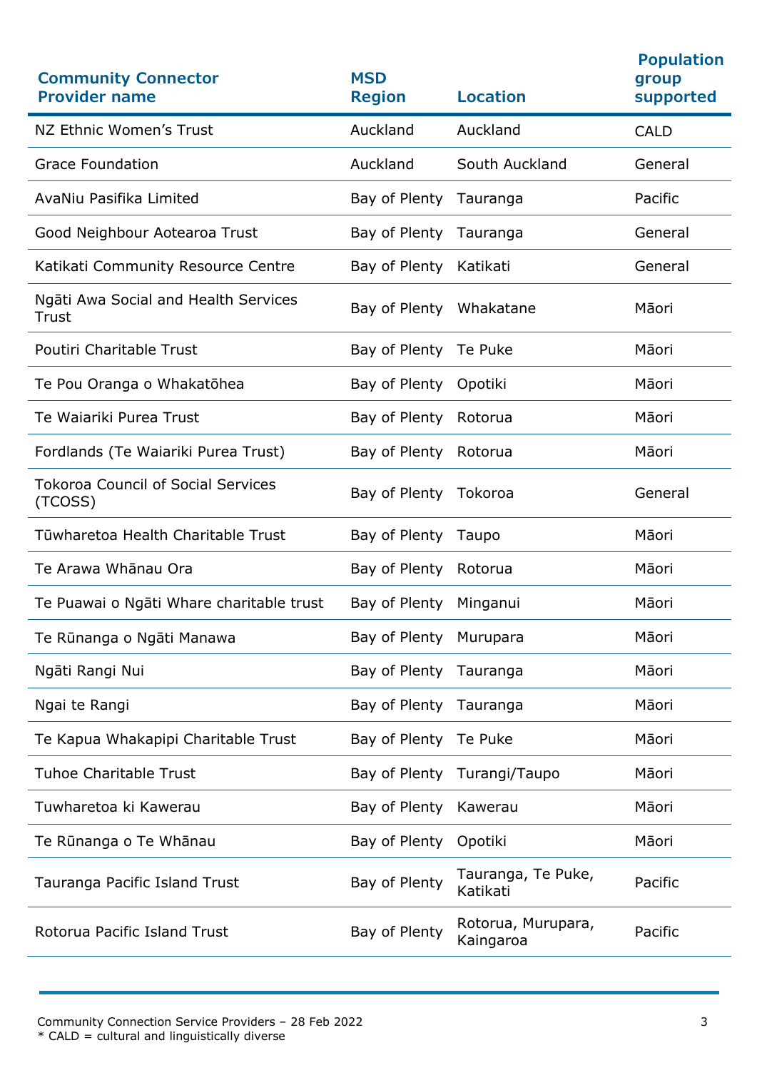| Community Connector Provider name | MSD Region | Location | Population group supported |
|---|---|---|---|
| NZ Ethnic Women's Trust | Auckland | Auckland | CALD |
| Grace Foundation | Auckland | South Auckland | General |
| AvaNiu Pasifika Limited | Bay of Plenty | Tauranga | Pacific |
| Good Neighbour Aotearoa Trust | Bay of Plenty | Tauranga | General |
| Katikati Community Resource Centre | Bay of Plenty | Katikati | General |
| Ngāti Awa Social and Health Services Trust | Bay of Plenty | Whakatane | Māori |
| Poutiri Charitable Trust | Bay of Plenty | Te Puke | Māori |
| Te Pou Oranga o Whakatōhea | Bay of Plenty | Opotiki | Māori |
| Te Waiariki Purea Trust | Bay of Plenty | Rotorua | Māori |
| Fordlands (Te Waiariki Purea Trust) | Bay of Plenty | Rotorua | Māori |
| Tokoroa Council of Social Services (TCOSS) | Bay of Plenty | Tokoroa | General |
| Tūwharetoa Health Charitable Trust | Bay of Plenty | Taupo | Māori |
| Te Arawa Whānau Ora | Bay of Plenty | Rotorua | Māori |
| Te Puawai o Ngāti Whare charitable trust | Bay of Plenty | Minganui | Māori |
| Te Rūnanga o Ngāti Manawa | Bay of Plenty | Murupara | Māori |
| Ngāti Rangi Nui | Bay of Plenty | Tauranga | Māori |
| Ngai te Rangi | Bay of Plenty | Tauranga | Māori |
| Te Kapua Whakapipi Charitable Trust | Bay of Plenty | Te Puke | Māori |
| Tuhoe Charitable Trust | Bay of Plenty | Turangi/Taupo | Māori |
| Tuwharetoa ki Kawerau | Bay of Plenty | Kawerau | Māori |
| Te Rūnanga o Te Whānau | Bay of Plenty | Opotiki | Māori |
| Tauranga Pacific Island Trust | Bay of Plenty | Tauranga, Te Puke, Katikati | Pacific |
| Rotorua Pacific Island Trust | Bay of Plenty | Rotorua, Murupara, Kaingaroa | Pacific |

\* CALD = cultural and linguistically diverse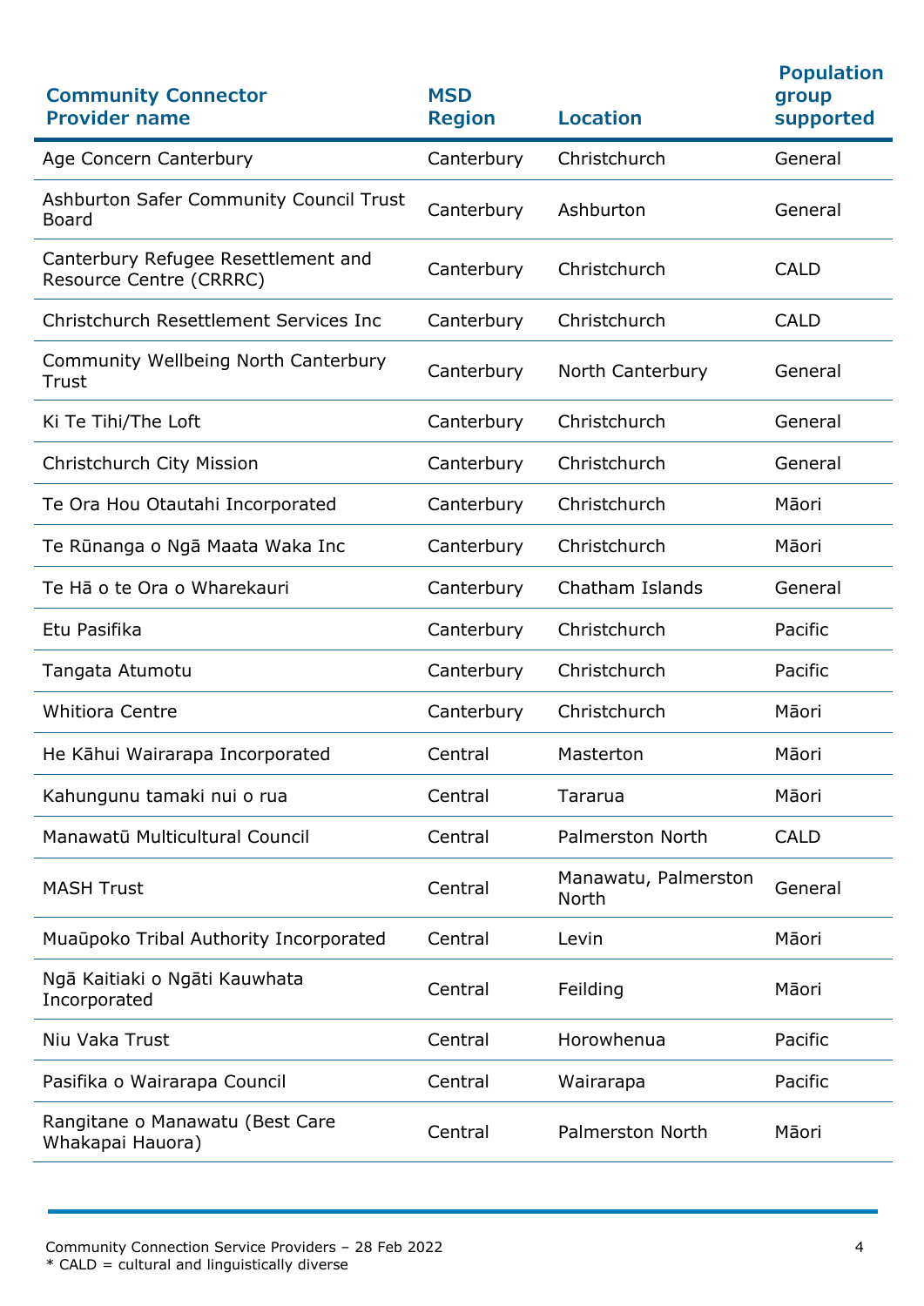| Community Connector Provider name | MSD Region | Location | Population group supported |
|---|---|---|---|
| Age Concern Canterbury | Canterbury | Christchurch | General |
| Ashburton Safer Community Council Trust Board | Canterbury | Ashburton | General |
| Canterbury Refugee Resettlement and Resource Centre (CRRRC) | Canterbury | Christchurch | CALD |
| Christchurch Resettlement Services Inc | Canterbury | Christchurch | CALD |
| Community Wellbeing North Canterbury Trust | Canterbury | North Canterbury | General |
| Ki Te Tihi/The Loft | Canterbury | Christchurch | General |
| Christchurch City Mission | Canterbury | Christchurch | General |
| Te Ora Hou Otautahi Incorporated | Canterbury | Christchurch | Māori |
| Te Rūnanga o Ngā Maata Waka Inc | Canterbury | Christchurch | Māori |
| Te Hā o te Ora o Wharekauri | Canterbury | Chatham Islands | General |
| Etu Pasifika | Canterbury | Christchurch | Pacific |
| Tangata Atumotu | Canterbury | Christchurch | Pacific |
| Whitiora Centre | Canterbury | Christchurch | Māori |
| He Kāhui Wairarapa Incorporated | Central | Masterton | Māori |
| Kahungunu tamaki nui o rua | Central | Tararua | Māori |
| Manawatū Multicultural Council | Central | Palmerston North | CALD |
| MASH Trust | Central | Manawatu, Palmerston North | General |
| Muaūpoko Tribal Authority Incorporated | Central | Levin | Māori |
| Ngā Kaitiaki o Ngāti Kauwhata Incorporated | Central | Feilding | Māori |
| Niu Vaka Trust | Central | Horowhenua | Pacific |
| Pasifika o Wairarapa Council | Central | Wairarapa | Pacific |
| Rangitane o Manawatu (Best Care Whakapai Hauora) | Central | Palmerston North | Māori |

* CALD = cultural and linguistically diverse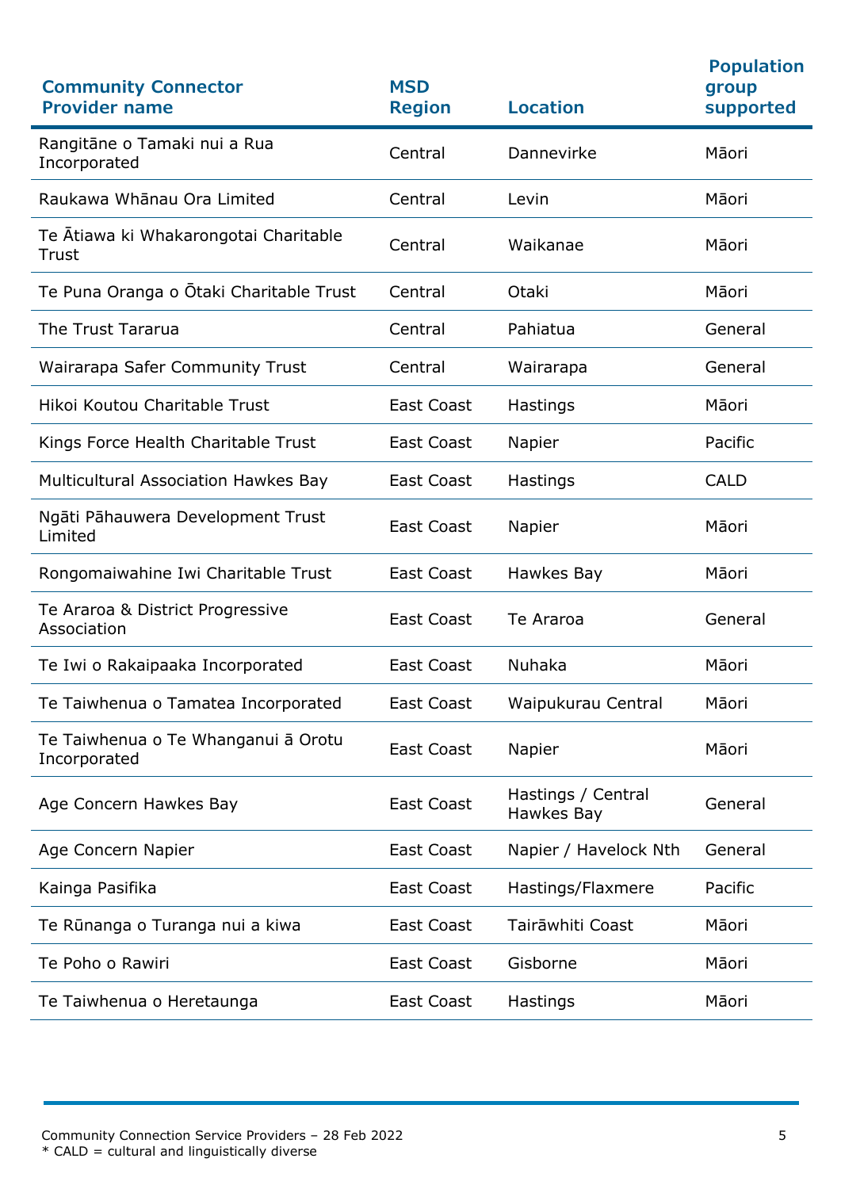| Community Connector Provider name | MSD Region | Location | Population group supported |
|---|---|---|---|
| Rangitāne o Tamaki nui a Rua Incorporated | Central | Dannevirke | Māori |
| Raukawa Whānau Ora Limited | Central | Levin | Māori |
| Te Ātiawa ki Whakarongotai Charitable Trust | Central | Waikanae | Māori |
| Te Puna Oranga o Ōtaki Charitable Trust | Central | Otaki | Māori |
| The Trust Tararua | Central | Pahiatua | General |
| Wairarapa Safer Community Trust | Central | Wairarapa | General |
| Hikoi Koutou Charitable Trust | East Coast | Hastings | Māori |
| Kings Force Health Charitable Trust | East Coast | Napier | Pacific |
| Multicultural Association Hawkes Bay | East Coast | Hastings | CALD |
| Ngāti Pāhauwera Development Trust Limited | East Coast | Napier | Māori |
| Rongomaiwahine Iwi Charitable Trust | East Coast | Hawkes Bay | Māori |
| Te Araroa & District Progressive Association | East Coast | Te Araroa | General |
| Te Iwi o Rakaipaaka Incorporated | East Coast | Nuhaka | Māori |
| Te Taiwhenua o Tamatea Incorporated | East Coast | Waipukurau Central | Māori |
| Te Taiwhenua o Te Whanganui ā Orotu Incorporated | East Coast | Napier | Māori |
| Age Concern Hawkes Bay | East Coast | Hastings / Central Hawkes Bay | General |
| Age Concern Napier | East Coast | Napier / Havelock Nth | General |
| Kainga Pasifika | East Coast | Hastings/Flaxmere | Pacific |
| Te Rūnanga o Turanga nui a kiwa | East Coast | Tairāwhiti Coast | Māori |
| Te Poho o Rawiri | East Coast | Gisborne | Māori |
| Te Taiwhenua o Heretaunga | East Coast | Hastings | Māori |

\* CALD = cultural and linguistically diverse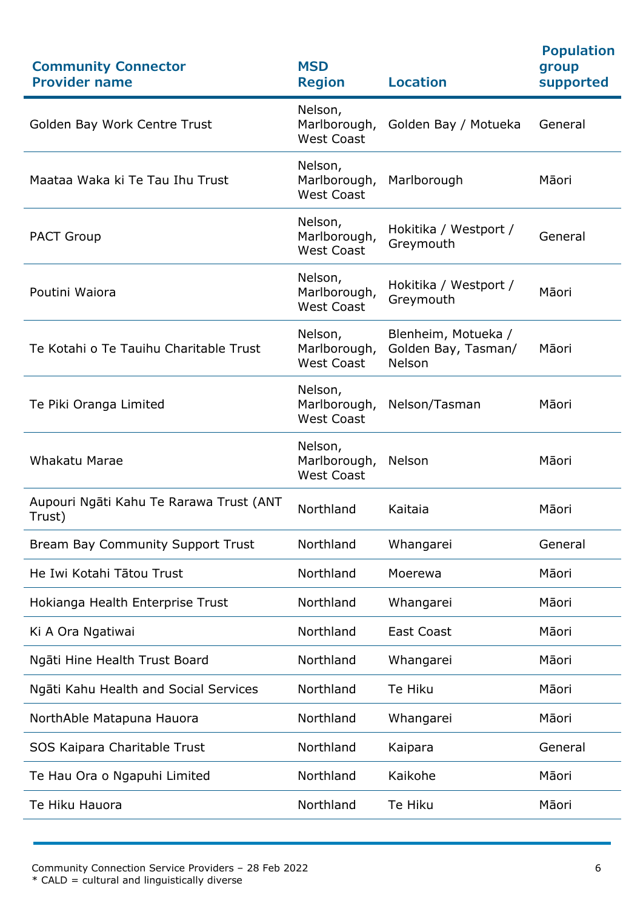| Community Connector Provider name | MSD Region | Location | Population group supported |
|---|---|---|---|
| Golden Bay Work Centre Trust | Nelson, Marlborough, West Coast | Golden Bay / Motueka | General |
| Maataa Waka ki Te Tau Ihu Trust | Nelson, Marlborough, West Coast | Marlborough | Māori |
| PACT Group | Nelson, Marlborough, West Coast | Hokitika / Westport / Greymouth | General |
| Poutini Waiora | Nelson, Marlborough, West Coast | Hokitika / Westport / Greymouth | Māori |
| Te Kotahi o Te Tauihu Charitable Trust | Nelson, Marlborough, West Coast | Blenheim, Motueka / Golden Bay, Tasman/ Nelson | Māori |
| Te Piki Oranga Limited | Nelson, Marlborough, West Coast | Nelson/Tasman | Māori |
| Whakatu Marae | Nelson, Marlborough, West Coast | Nelson | Māori |
| Aupouri Ngāti Kahu Te Rarawa Trust (ANT Trust) | Northland | Kaitaia | Māori |
| Bream Bay Community Support Trust | Northland | Whangarei | General |
| He Iwi Kotahi Tātou Trust | Northland | Moerewa | Māori |
| Hokianga Health Enterprise Trust | Northland | Whangarei | Māori |
| Ki A Ora Ngatiwai | Northland | East Coast | Māori |
| Ngāti Hine Health Trust Board | Northland | Whangarei | Māori |
| Ngāti Kahu Health and Social Services | Northland | Te Hiku | Māori |
| NorthAble Matapuna Hauora | Northland | Whangarei | Māori |
| SOS Kaipara Charitable Trust | Northland | Kaipara | General |
| Te Hau Ora o Ngapuhi Limited | Northland | Kaikohe | Māori |
| Te Hiku Hauora | Northland | Te Hiku | Māori |

\* CALD = cultural and linguistically diverse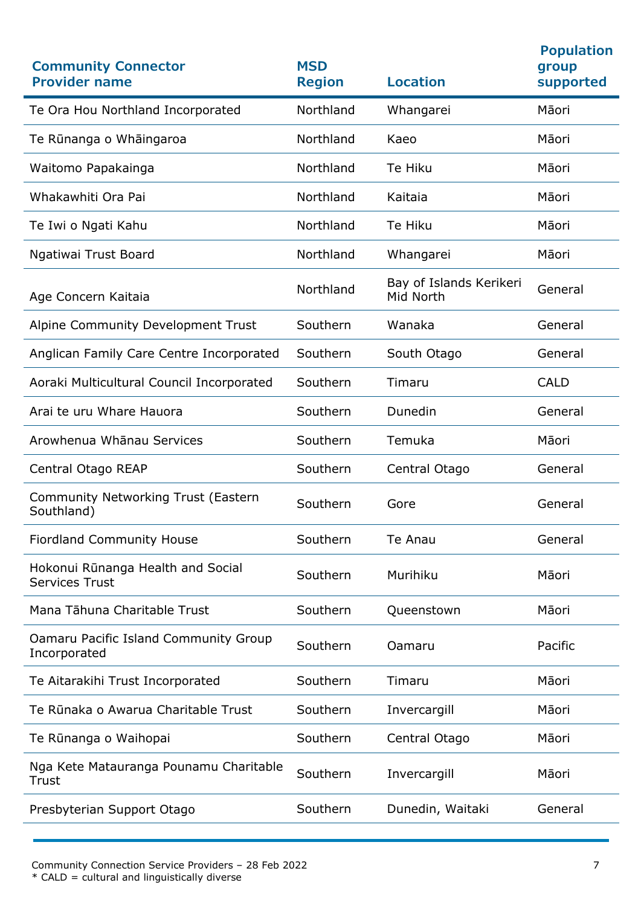| Community Connector Provider name | MSD Region | Location | Population group supported |
|---|---|---|---|
| Te Ora Hou Northland Incorporated | Northland | Whangarei | Māori |
| Te Rūnanga o Whāingaroa | Northland | Kaeo | Māori |
| Waitomo Papakainga | Northland | Te Hiku | Māori |
| Whakawhiti Ora Pai | Northland | Kaitaia | Māori |
| Te Iwi o Ngati Kahu | Northland | Te Hiku | Māori |
| Ngatiwai Trust Board | Northland | Whangarei | Māori |
| Age Concern Kaitaia | Northland | Bay of Islands Kerikeri Mid North | General |
| Alpine Community Development Trust | Southern | Wanaka | General |
| Anglican Family Care Centre Incorporated | Southern | South Otago | General |
| Aoraki Multicultural Council Incorporated | Southern | Timaru | CALD |
| Arai te uru Whare Hauora | Southern | Dunedin | General |
| Arowhenua Whānau Services | Southern | Temuka | Māori |
| Central Otago REAP | Southern | Central Otago | General |
| Community Networking Trust (Eastern Southland) | Southern | Gore | General |
| Fiordland Community House | Southern | Te Anau | General |
| Hokonui Rūnanga Health and Social Services Trust | Southern | Murihiku | Māori |
| Mana Tāhuna Charitable Trust | Southern | Queenstown | Māori |
| Oamaru Pacific Island Community Group Incorporated | Southern | Oamaru | Pacific |
| Te Aitarakihi Trust Incorporated | Southern | Timaru | Māori |
| Te Rūnaka o Awarua Charitable Trust | Southern | Invercargill | Māori |
| Te Rūnanga o Waihopai | Southern | Central Otago | Māori |
| Nga Kete Matauranga Pounamu Charitable Trust | Southern | Invercargill | Māori |
| Presbyterian Support Otago | Southern | Dunedin, Waitaki | General |

Community Connection Service Providers – 28 Feb 2022
* CALD = cultural and linguistically diverse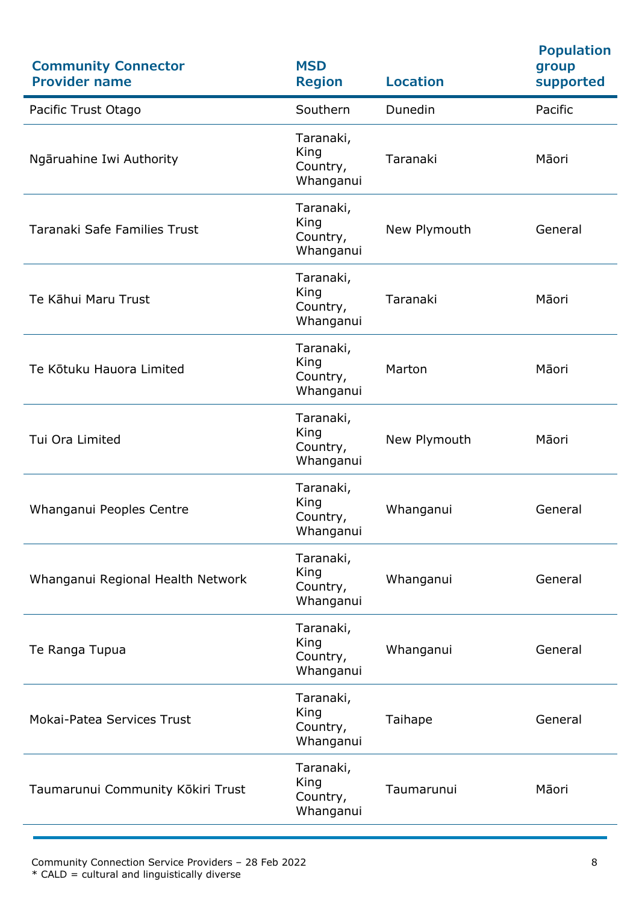| Community Connector Provider name | MSD Region | Location | Population group supported |
|---|---|---|---|
| Pacific Trust Otago | Southern | Dunedin | Pacific |
| Ngāruahine Iwi Authority | Taranaki, King Country, Whanganui | Taranaki | Māori |
| Taranaki Safe Families Trust | Taranaki, King Country, Whanganui | New Plymouth | General |
| Te Kāhui Maru Trust | Taranaki, King Country, Whanganui | Taranaki | Māori |
| Te Kōtuku Hauora Limited | Taranaki, King Country, Whanganui | Marton | Māori |
| Tui Ora Limited | Taranaki, King Country, Whanganui | New Plymouth | Māori |
| Whanganui Peoples Centre | Taranaki, King Country, Whanganui | Whanganui | General |
| Whanganui Regional Health Network | Taranaki, King Country, Whanganui | Whanganui | General |
| Te Ranga Tupua | Taranaki, King Country, Whanganui | Whanganui | General |
| Mokai-Patea Services Trust | Taranaki, King Country, Whanganui | Taihape | General |
| Taumarunui Community Kōkiri Trust | Taranaki, King Country, Whanganui | Taumarunui | Māori |

* CALD = cultural and linguistically diverse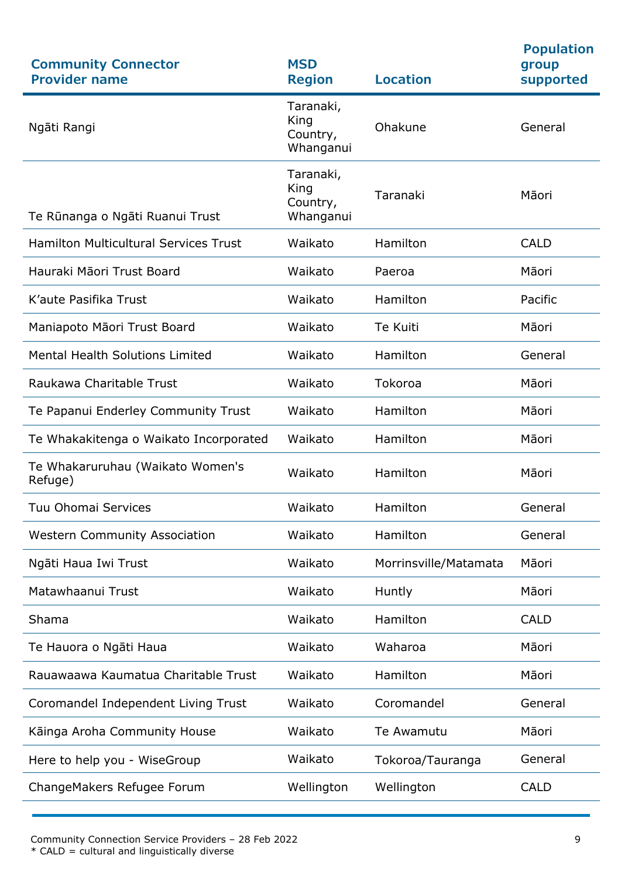| Community Connector Provider name | MSD Region | Location | Population group supported |
|---|---|---|---|
| Ngāti Rangi | Taranaki, King Country, Whanganui | Ohakune | General |
| Te Rūnanga o Ngāti Ruanui Trust | Taranaki, King Country, Whanganui | Taranaki | Māori |
| Hamilton Multicultural Services Trust | Waikato | Hamilton | CALD |
| Hauraki Māori Trust Board | Waikato | Paeroa | Māori |
| K'aute Pasifika Trust | Waikato | Hamilton | Pacific |
| Maniapoto Māori Trust Board | Waikato | Te Kuiti | Māori |
| Mental Health Solutions Limited | Waikato | Hamilton | General |
| Raukawa Charitable Trust | Waikato | Tokoroa | Māori |
| Te Papanui Enderley Community Trust | Waikato | Hamilton | Māori |
| Te Whakakitenga o Waikato Incorporated | Waikato | Hamilton | Māori |
| Te Whakaruruhau (Waikato Women's Refuge) | Waikato | Hamilton | Māori |
| Tuu Ohomai Services | Waikato | Hamilton | General |
| Western Community Association | Waikato | Hamilton | General |
| Ngāti Haua Iwi Trust | Waikato | Morrinsville/Matamata | Māori |
| Matawhaanui Trust | Waikato | Huntly | Māori |
| Shama | Waikato | Hamilton | CALD |
| Te Hauora o Ngāti Haua | Waikato | Waharoa | Māori |
| Rauawaawa Kaumatua Charitable Trust | Waikato | Hamilton | Māori |
| Coromandel Independent Living Trust | Waikato | Coromandel | General |
| Kāinga Aroha Community House | Waikato | Te Awamutu | Māori |
| Here to help you - WiseGroup | Waikato | Tokoroa/Tauranga | General |
| ChangeMakers Refugee Forum | Wellington | Wellington | CALD |

Community Connection Service Providers – 28 Feb 2022

* CALD = cultural and linguistically diverse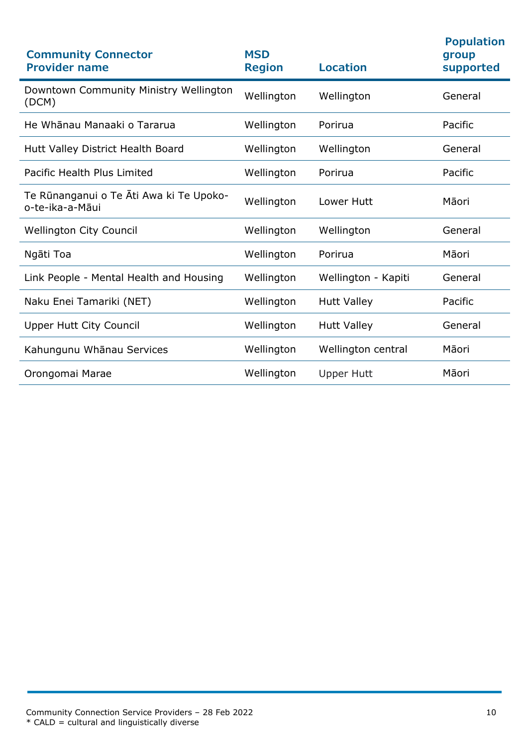| Community Connector Provider name | MSD Region | Location | Population group supported |
|---|---|---|---|
| Downtown Community Ministry Wellington (DCM) | Wellington | Wellington | General |
| He Whānau Manaaki o Tararua | Wellington | Porirua | Pacific |
| Hutt Valley District Health Board | Wellington | Wellington | General |
| Pacific Health Plus Limited | Wellington | Porirua | Pacific |
| Te Rūnanganui o Te Āti Awa ki Te Upoko-o-te-ika-a-Māui | Wellington | Lower Hutt | Māori |
| Wellington City Council | Wellington | Wellington | General |
| Ngāti Toa | Wellington | Porirua | Māori |
| Link People - Mental Health and Housing | Wellington | Wellington - Kapiti | General |
| Naku Enei Tamariki (NET) | Wellington | Hutt Valley | Pacific |
| Upper Hutt City Council | Wellington | Hutt Valley | General |
| Kahungunu Whānau Services | Wellington | Wellington central | Māori |
| Orongomai Marae | Wellington | Upper Hutt | Māori |

* CALD = cultural and linguistically diverse